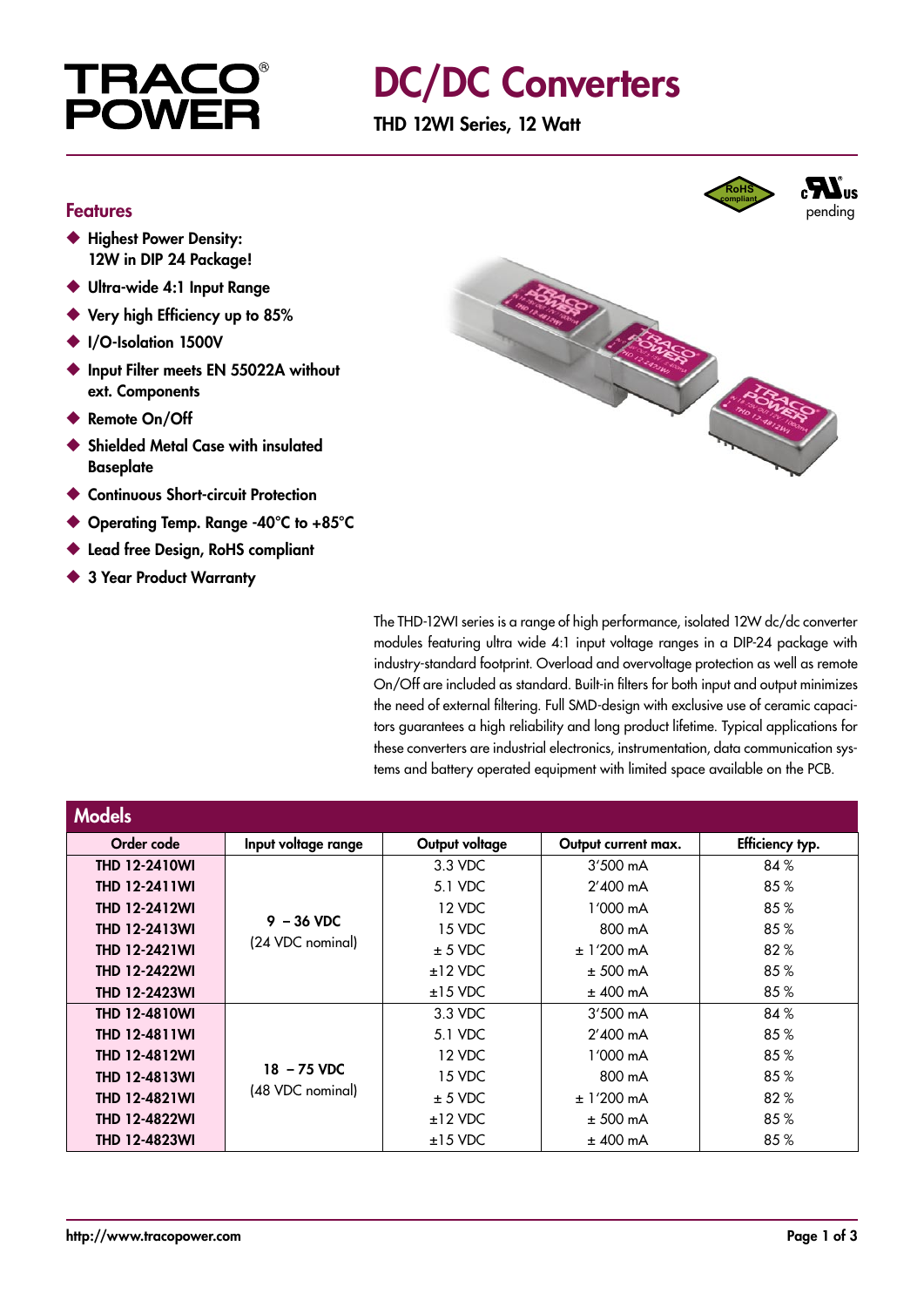# TRACO® POWER

# DC/DC Converters

**THD 12WI Series, 12 Watt**

RoHS compliant

c UL us pending

## Features

- **Highest Power Density: 12W in DIP 24 Package!**
- **Ultra-wide 4:1 Input Range**
- **Very high Efficiency up to 85%**
- **I/O-Isolation 1500V**
- **Input Filter meets EN 55022A without ext. Components**
- **Remote On/Off**
- **Shielded Metal Case with insulated Baseplate**
- **Continuous Short-circuit Protection**
- **Operating Temp. Range -40°C to +85°C**
- **Lead free Design, RoHS compliant**
- **3 Year Product Warranty**

The THD-12WI series is a range of high performance, isolated 12W dc/dc converter modules featuring ultra wide 4:1 input voltage ranges in a DIP-24 package with industry-standard footprint. Overload and overvoltage protection as well as remote On/Off are included as standard. Built-in filters for both input and output minimizes the need of external filtering. Full SMD-design with exclusive use of ceramic capacitors guarantees a high reliability and long product lifetime. Typical applications for these converters are industrial electronics, instrumentation, data communication systems and battery operated equipment with limited space available on the PCB.

## Models

| Order code | Input voltage range | Output voltage | Output current max. | Efficiency typ. |
|---|---|---|---|---|
| **THD 12-2410WI** | 9 – 36 VDC (24 VDC nominal) | 3.3 VDC | 3'500 mA | 84 % |
| **THD 12-2411WI** | | 5.1 VDC | 2'400 mA | 85 % |
| **THD 12-2412WI** | | 12 VDC | 1'000 mA | 85 % |
| **THD 12-2413WI** | | 15 VDC | 800 mA | 85 % |
| **THD 12-2421WI** | | ± 5 VDC | ± 1'200 mA | 82 % |
| **THD 12-2422WI** | | ±12 VDC | ± 500 mA | 85 % |
| **THD 12-2423WI** | | ±15 VDC | ± 400 mA | 85 % |
| **THD 12-4810WI** | 18 – 75 VDC (48 VDC nominal) | 3.3 VDC | 3'500 mA | 84 % |
| **THD 12-4811WI** | | 5.1 VDC | 2'400 mA | 85 % |
| **THD 12-4812WI** | | 12 VDC | 1'000 mA | 85 % |
| **THD 12-4813WI** | | 15 VDC | 800 mA | 85 % |
| **THD 12-4821WI** | | ± 5 VDC | ± 1'200 mA | 82 % |
| **THD 12-4822WI** | | ±12 VDC | ± 500 mA | 85 % |
| **THD 12-4823WI** | | ±15 VDC | ± 400 mA | 85 % |

http://www.tracopower.com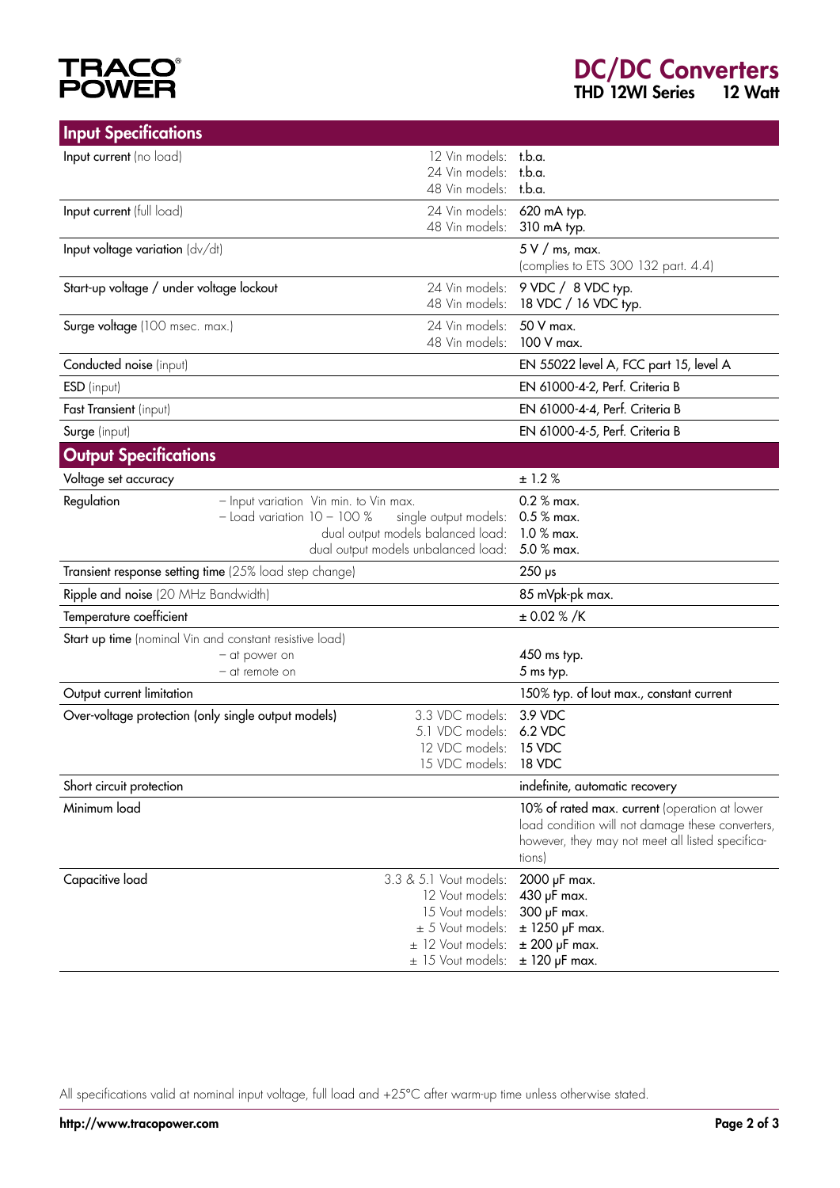## Input Specifications

| Parameter | Condition | Value |
|---|---|---|
| **Input current** (no load) | 12 Vin models:<br>24 Vin models:<br>48 Vin models: | t.b.a.<br>t.b.a.<br>t.b.a. |
| **Input current** (full load) | 24 Vin models:<br>48 Vin models: | 620 mA typ.<br>310 mA typ. |
| **Input voltage variation** (dv/dt) | | 5 V / ms, max.<br>(complies to ETS 300 132 part. 4.4) |
| **Start-up voltage / under voltage lockout** | 24 Vin models:<br>48 Vin models: | 9 VDC / 8 VDC typ.<br>18 VDC / 16 VDC typ. |
| **Surge voltage** (100 msec. max.) | 24 Vin models:<br>48 Vin models: | 50 V max.<br>100 V max. |
| **Conducted noise** (input) | | EN 55022 level A, FCC part 15, level A |
| **ESD** (input) | | EN 61000-4-2, Perf. Criteria B |
| **Fast Transient** (input) | | EN 61000-4-4, Perf. Criteria B |
| **Surge** (input) | | EN 61000-4-5, Perf. Criteria B |

## Output Specifications

| Parameter | Condition | Value |
|---|---|---|
| Voltage set accuracy | | ± 1.2 % |
| Regulation | – Input variation Vin min. to Vin max.<br>– Load variation 10 – 100 % single output models:<br>dual output models balanced load:<br>dual output models unbalanced load: | 0.2 % max.<br>0.5 % max.<br>1.0 % max.<br>5.0 % max. |
| **Transient response setting time** (25% load step change) | | 250 µs |
| **Ripple and noise** (20 MHz Bandwidth) | | 85 mVpk-pk max. |
| Temperature coefficient | | ± 0.02 % /K |
| **Start up time** (nominal Vin and constant resistive load)<br>– at power on<br>– at remote on | | <br>450 ms typ.<br>5 ms typ. |
| Output current limitation | | 150% typ. of Iout max., constant current |
| Over-voltage protection (only single output models) | 3.3 VDC models:<br>5.1 VDC models:<br>12 VDC models:<br>15 VDC models: | 3.9 VDC<br>6.2 VDC<br>15 VDC<br>18 VDC |
| Short circuit protection | | indefinite, automatic recovery |
| Minimum load | | **10% of rated max. current** (operation at lower load condition will not damage these converters, however, they may not meet all listed specifications) |
| Capacitive load | 3.3 & 5.1 Vout models:<br>12 Vout models:<br>15 Vout models:<br>± 5 Vout models:<br>± 12 Vout models:<br>± 15 Vout models: | 2000 µF max.<br>430 µF max.<br>300 µF max.<br>± 1250 µF max.<br>± 200 µF max.<br>± 120 µF max. |

All specifications valid at nominal input voltage, full load and +25°C after warm-up time unless otherwise stated.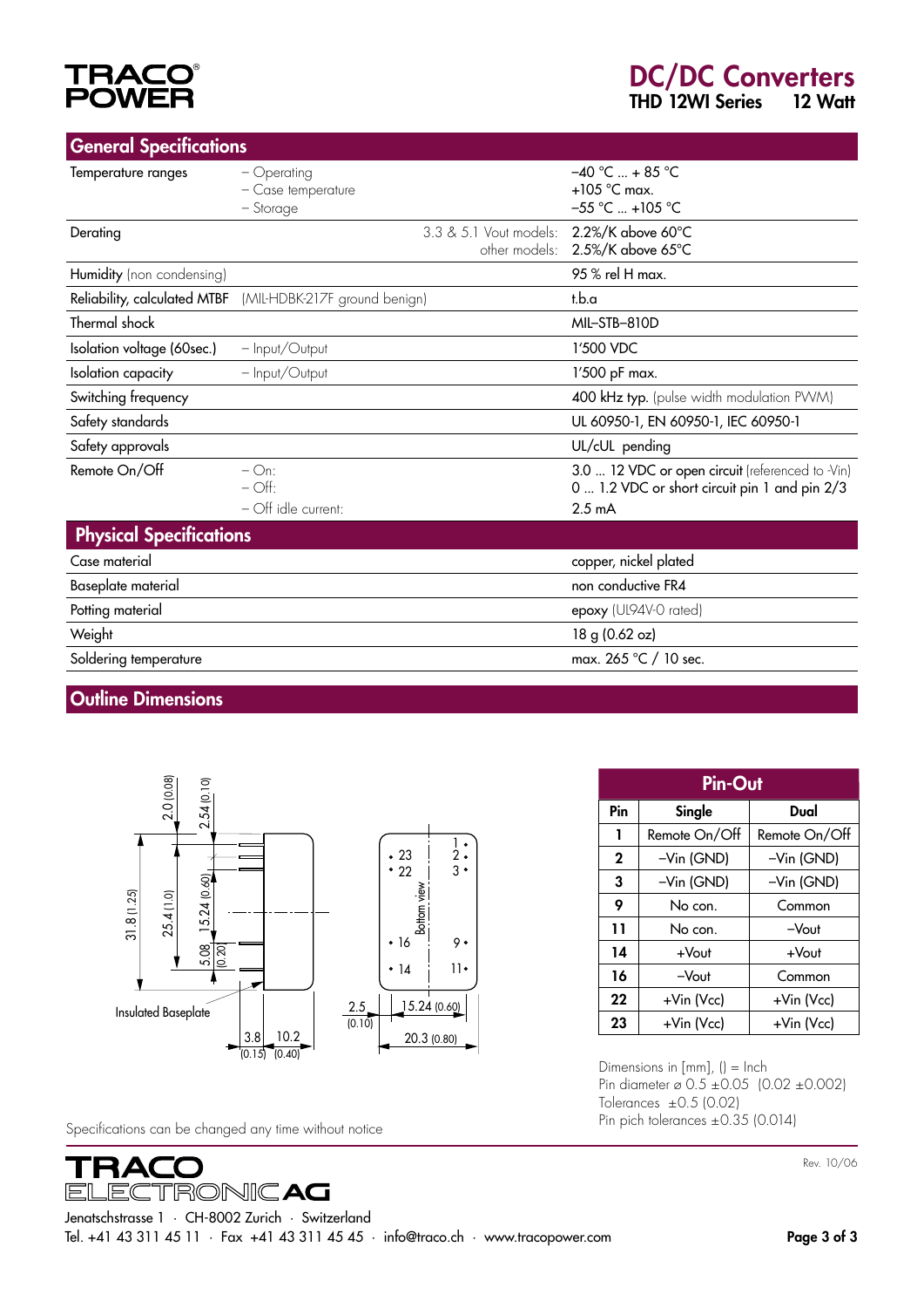## General Specifications

| | | |
|---|---|---|
| Temperature ranges | – Operating<br>– Case temperature<br>– Storage | –40 °C ... + 85 °C<br>+105 °C max.<br>–55 °C ... +105 °C |
| Derating | 3.3 & 5.1 Vout models:<br>other models: | 2.2%/K above 60°C<br>2.5%/K above 65°C |
| Humidity (non condensing) | | 95 % rel H max. |
| Reliability, calculated MTBF | (MIL-HDBK-217F ground benign) | t.b.a |
| Thermal shock | | MIL–STB–810D |
| Isolation voltage (60sec.) | – Input/Output | 1'500 VDC |
| Isolation capacity | – Input/Output | 1'500 pF max. |
| Switching frequency | | 400 kHz typ. (pulse width modulation PWM) |
| Safety standards | | UL 60950-1, EN 60950-1, IEC 60950-1 |
| Safety approvals | | UL/cUL pending |
| Remote On/Off | – On:<br>– Off:<br>– Off idle current: | 3.0 ... 12 VDC or open circuit (referenced to -Vin)<br>0 ... 1.2 VDC or short circuit pin 1 and pin 2/3<br>2.5 mA |

## Physical Specifications

| | |
|---|---|
| Case material | copper, nickel plated |
| Baseplate material | non conductive FR4 |
| Potting material | epoxy (UL94V-0 rated) |
| Weight | 18 g (0.62 oz) |
| Soldering temperature | max. 265 °C / 10 sec. |

## Outline Dimensions

2.0 (0.08)
2.54 (0.10)
31.8 (1.25)
25.4 (1.0)
15.24 (0.60)
5.08 (0.20)
Insulated Baseplate
3.8 (0.15)
10.2 (0.40)
Bottom view
2.5 (0.10)
15.24 (0.60)
20.3 (0.80)
23 22 16 14 1 2 3 9 11

| Pin-Out | | |
|---|---|---|
| **Pin** | **Single** | **Dual** |
| **1** | Remote On/Off | Remote On/Off |
| **2** | –Vin (GND) | –Vin (GND) |
| **3** | –Vin (GND) | –Vin (GND) |
| **9** | No con. | Common |
| **11** | No con. | –Vout |
| **14** | +Vout | +Vout |
| **16** | –Vout | Common |
| **22** | +Vin (Vcc) | +Vin (Vcc) |
| **23** | +Vin (Vcc) | +Vin (Vcc) |

Dimensions in [mm], () = Inch
Pin diameter ⌀ 0.5 ±0.05 (0.02 ±0.002)
Tolerances ±0.5 (0.02)
Pin pich tolerances ±0.35 (0.014)

Specifications can be changed any time without notice